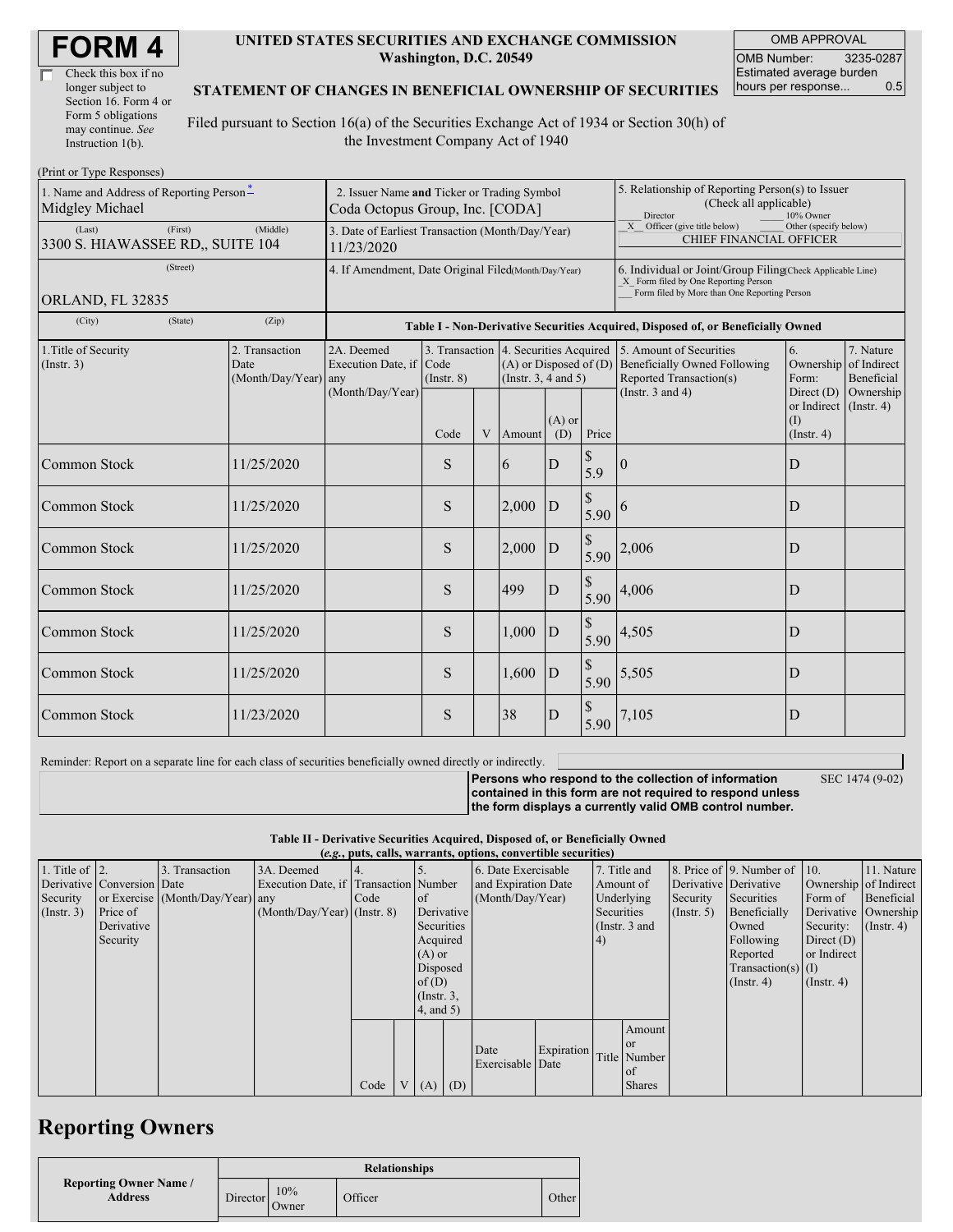# FORM 4

☐ Check this box if no longer subject to Section 16. Form 4 or Form 5 obligations may continue. *See* Instruction 1(b).

**UNITED STATES SECURITIES AND EXCHANGE COMMISSION**
**Washington, D.C. 20549**

**STATEMENT OF CHANGES IN BENEFICIAL OWNERSHIP OF SECURITIES**

Filed pursuant to Section 16(a) of the Securities Exchange Act of 1934 or Section 30(h) of the Investment Company Act of 1940

| OMB APPROVAL | |
|---|---|
| OMB Number: | 3235-0287 |
| Estimated average burden hours per response... | 0.5 |

(Print or Type Responses)

| 1. Name and Address of Reporting Person * | 2. Issuer Name and Ticker or Trading Symbol | 5. Relationship of Reporting Person(s) to Issuer (Check all applicable) |
|---|---|---|
| Midgley Michael | Coda Octopus Group, Inc. [CODA] | ___ Director ___ 10% Owner |
| (Last) (First) (Middle) | 3. Date of Earliest Transaction (Month/Day/Year) | _X_ Officer (give title below) ___ Other (specify below) |
| 3300 S. HIAWASSEE RD,, SUITE 104 | 11/23/2020 | CHIEF FINANCIAL OFFICER |
| (Street) | 4. If Amendment, Date Original Filed(Month/Day/Year) | 6. Individual or Joint/Group Filing(Check Applicable Line) |
| ORLAND, FL 32835 | | _X_ Form filed by One Reporting Person ___ Form filed by More than One Reporting Person |
| (City) (State) (Zip) | | |

**Table I - Non-Derivative Securities Acquired, Disposed of, or Beneficially Owned**

| 1.Title of Security (Instr. 3) | 2. Transaction Date (Month/Day/Year) | 2A. Deemed Execution Date, if any (Month/Day/Year) | 3. Transaction Code (Instr. 8) | | 4. Securities Acquired (A) or Disposed of (D) (Instr. 3, 4 and 5) | | | 5. Amount of Securities Beneficially Owned Following Reported Transaction(s) (Instr. 3 and 4) | 6. Ownership Form: Direct (D) or Indirect (I) (Instr. 4) | 7. Nature of Indirect Beneficial Ownership (Instr. 4) |
|---|---|---|---|---|---|---|---|---|---|---|
| | | | Code | V | Amount | (A) or (D) | Price | | | |
| Common Stock | 11/25/2020 | | S | | 6 | D | $ 5.9 | 0 | D | |
| Common Stock | 11/25/2020 | | S | | 2,000 | D | $ 5.90 | 6 | D | |
| Common Stock | 11/25/2020 | | S | | 2,000 | D | $ 5.90 | 2,006 | D | |
| Common Stock | 11/25/2020 | | S | | 499 | D | $ 5.90 | 4,006 | D | |
| Common Stock | 11/25/2020 | | S | | 1,000 | D | $ 5.90 | 4,505 | D | |
| Common Stock | 11/25/2020 | | S | | 1,600 | D | $ 5.90 | 5,505 | D | |
| Common Stock | 11/23/2020 | | S | | 38 | D | $ 5.90 | 7,105 | D | |

Reminder: Report on a separate line for each class of securities beneficially owned directly or indirectly.

**Persons who respond to the collection of information contained in this form are not required to respond unless the form displays a currently valid OMB control number.** SEC 1474 (9-02)

**Table II - Derivative Securities Acquired, Disposed of, or Beneficially Owned**
**(*e.g.*, puts, calls, warrants, options, convertible securities)**

| 1. Title of Derivative Security (Instr. 3) | 2. Conversion or Exercise Price of Derivative Security | 3. Transaction Date (Month/Day/Year) | 3A. Deemed Execution Date, if any (Month/Day/Year) | 4. Transaction Code (Instr. 8) | | 5. Number of Derivative Securities Acquired (A) or Disposed of (D) (Instr. 3, 4, and 5) | | 6. Date Exercisable and Expiration Date (Month/Day/Year) | | 7. Title and Amount of Underlying Securities (Instr. 3 and 4) | | 8. Price of Derivative Security (Instr. 5) | 9. Number of Derivative Securities Beneficially Owned Following Reported Transaction(s) (Instr. 4) | 10. Ownership Form of Derivative Security: Direct (D) or Indirect (I) (Instr. 4) | 11. Nature of Indirect Beneficial Ownership (Instr. 4) |
|---|---|---|---|---|---|---|---|---|---|---|---|---|---|---|---|
| | | | | Code | V | (A) | (D) | Date Exercisable | Expiration Date | Title | Amount or Number of Shares | | | | |

## Reporting Owners

| Reporting Owner Name / Address | Relationships | | | |
|---|---|---|---|---|
| | Director | 10% Owner | Officer | Other |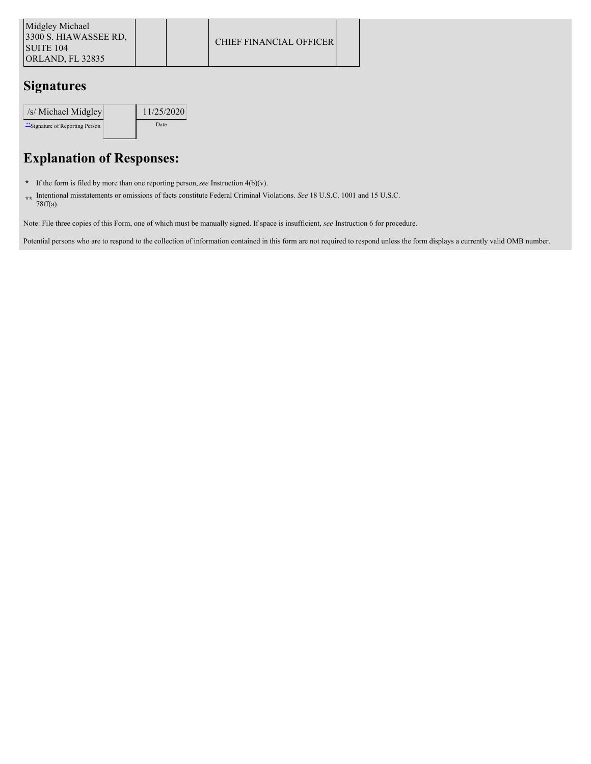| | | | | |
|---|---|---|---|---|
| Midgley Michael<br>3300 S. HIAWASSEE RD,<br>SUITE 104<br>ORLAND, FL 32835 | | | CHIEF FINANCIAL OFFICER | |

## Signatures

| | | |
|---|---|---|
| /s/ Michael Midgley | | 11/25/2020 |
| **Signature of Reporting Person | | Date |

## Explanation of Responses:

\* If the form is filed by more than one reporting person, *see* Instruction 4(b)(v).

** Intentional misstatements or omissions of facts constitute Federal Criminal Violations. *See* 18 U.S.C. 1001 and 15 U.S.C. 78ff(a).

Note: File three copies of this Form, one of which must be manually signed. If space is insufficient, *see* Instruction 6 for procedure.

Potential persons who are to respond to the collection of information contained in this form are not required to respond unless the form displays a currently valid OMB number.